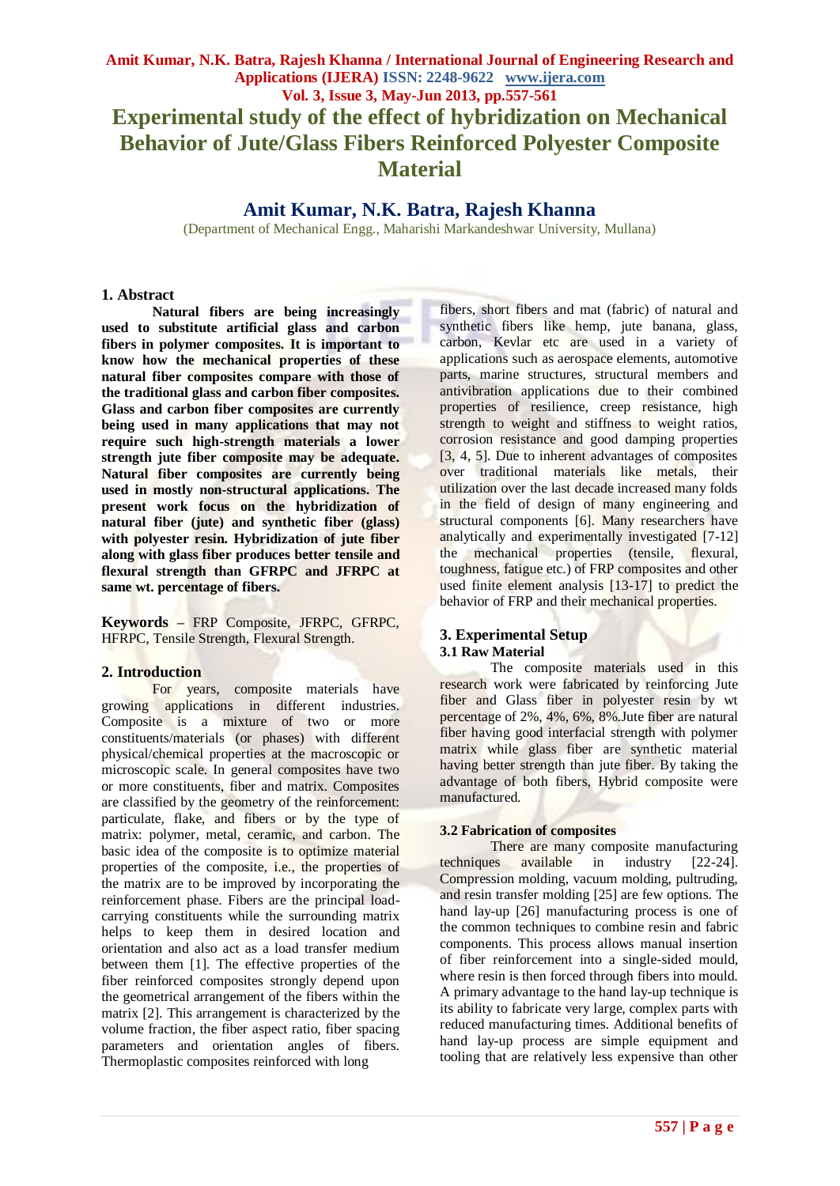# Experimental study of the effect of hybridization on Mechanical Behavior of Jute/Glass Fibers Reinforced Polyester Composite Material

**Amit Kumar, N.K. Batra, Rajesh Khanna**

(Department of Mechanical Engg., Maharishi Markandeshwar University, Mullana)

## 1. Abstract

**Natural fibers are being increasingly used to substitute artificial glass and carbon fibers in polymer composites. It is important to know how the mechanical properties of these natural fiber composites compare with those of the traditional glass and carbon fiber composites. Glass and carbon fiber composites are currently being used in many applications that may not require such high-strength materials a lower strength jute fiber composite may be adequate. Natural fiber composites are currently being used in mostly non-structural applications. The present work focus on the hybridization of natural fiber (jute) and synthetic fiber (glass) with polyester resin. Hybridization of jute fiber along with glass fiber produces better tensile and flexural strength than GFRPC and JFRPC at same wt. percentage of fibers.**

**Keywords –** FRP Composite, JFRPC, GFRPC, HFRPC, Tensile Strength, Flexural Strength.

## 2. Introduction

For years, composite materials have growing applications in different industries. Composite is a mixture of two or more constituents/materials (or phases) with different physical/chemical properties at the macroscopic or microscopic scale. In general composites have two or more constituents, fiber and matrix. Composites are classified by the geometry of the reinforcement: particulate, flake, and fibers or by the type of matrix: polymer, metal, ceramic, and carbon. The basic idea of the composite is to optimize material properties of the composite, i.e., the properties of the matrix are to be improved by incorporating the reinforcement phase. Fibers are the principal load-carrying constituents while the surrounding matrix helps to keep them in desired location and orientation and also act as a load transfer medium between them [1]. The effective properties of the fiber reinforced composites strongly depend upon the geometrical arrangement of the fibers within the matrix [2]. This arrangement is characterized by the volume fraction, the fiber aspect ratio, fiber spacing parameters and orientation angles of fibers. Thermoplastic composites reinforced with long fibers, short fibers and mat (fabric) of natural and synthetic fibers like hemp, jute banana, glass, carbon, Kevlar etc are used in a variety of applications such as aerospace elements, automotive parts, marine structures, structural members and antivibration applications due to their combined properties of resilience, creep resistance, high strength to weight and stiffness to weight ratios, corrosion resistance and good damping properties [3, 4, 5]. Due to inherent advantages of composites over traditional materials like metals, their utilization over the last decade increased many folds in the field of design of many engineering and structural components [6]. Many researchers have analytically and experimentally investigated [7-12] the mechanical properties (tensile, flexural, toughness, fatigue etc.) of FRP composites and other used finite element analysis [13-17] to predict the behavior of FRP and their mechanical properties.

## 3. Experimental Setup

### 3.1 Raw Material

The composite materials used in this research work were fabricated by reinforcing Jute fiber and Glass fiber in polyester resin by wt percentage of 2%, 4%, 6%, 8%.Jute fiber are natural fiber having good interfacial strength with polymer matrix while glass fiber are synthetic material having better strength than jute fiber. By taking the advantage of both fibers, Hybrid composite were manufactured.

### 3.2 Fabrication of composites

There are many composite manufacturing techniques available in industry [22-24]. Compression molding, vacuum molding, pultruding, and resin transfer molding [25] are few options. The hand lay-up [26] manufacturing process is one of the common techniques to combine resin and fabric components. This process allows manual insertion of fiber reinforcement into a single-sided mould, where resin is then forced through fibers into mould. A primary advantage to the hand lay-up technique is its ability to fabricate very large, complex parts with reduced manufacturing times. Additional benefits of hand lay-up process are simple equipment and tooling that are relatively less expensive than other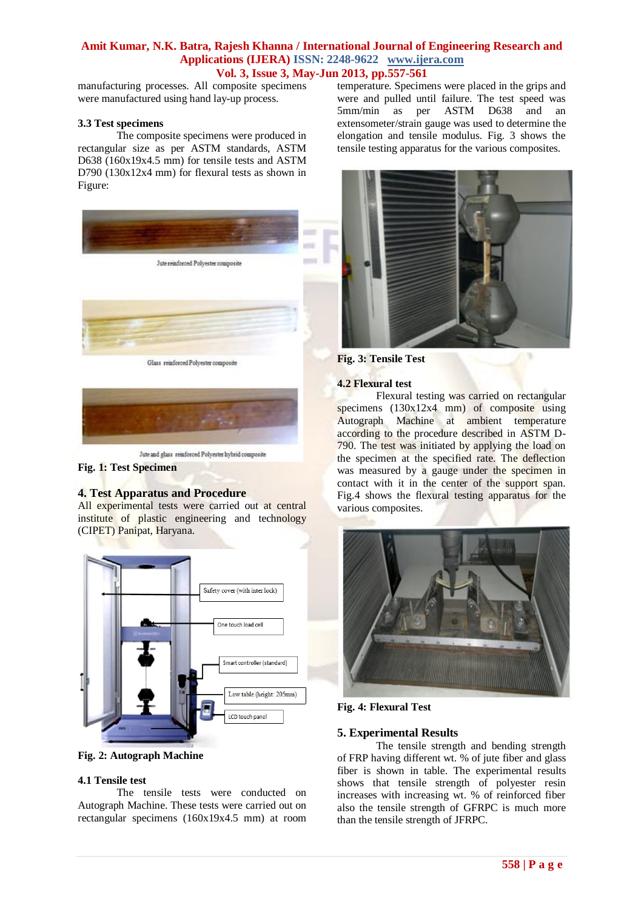manufacturing processes. All composite specimens were manufactured using hand lay-up process.

### 3.3 Test specimens

The composite specimens were produced in rectangular size as per ASTM standards, ASTM D638 (160x19x4.5 mm) for tensile tests and ASTM D790 (130x12x4 mm) for flexural tests as shown in Figure:

Jute reinforced Polyester composite

Glass reinforced Polyester composite

Jute and glass reinforced Polyester hybrid composite

**Fig. 1: Test Specimen**

## 4. Test Apparatus and Procedure

All experimental tests were carried out at central institute of plastic engineering and technology (CIPET) Panipat, Haryana.

Safety cover (with inter lock)

One touch load cell

Smart controller (standard)

Low table (height: 205mm)

LCD touch panel

**Fig. 2: Autograph Machine**

### 4.1 Tensile test

The tensile tests were conducted on Autograph Machine. These tests were carried out on rectangular specimens (160x19x4.5 mm) at room temperature. Specimens were placed in the grips and were and pulled until failure. The test speed was 5mm/min as per ASTM D638 and an extensometer/strain gauge was used to determine the elongation and tensile modulus. Fig. 3 shows the tensile testing apparatus for the various composites.

**Fig. 3: Tensile Test**

### 4.2 Flexural test

Flexural testing was carried on rectangular specimens (130x12x4 mm) of composite using Autograph Machine at ambient temperature according to the procedure described in ASTM D-790. The test was initiated by applying the load on the specimen at the specified rate. The deflection was measured by a gauge under the specimen in contact with it in the center of the support span. Fig.4 shows the flexural testing apparatus for the various composites.

**Fig. 4: Flexural Test**

## 5. Experimental Results

The tensile strength and bending strength of FRP having different wt. % of jute fiber and glass fiber is shown in table. The experimental results shows that tensile strength of polyester resin increases with increasing wt. % of reinforced fiber also the tensile strength of GFRPC is much more than the tensile strength of JFRPC.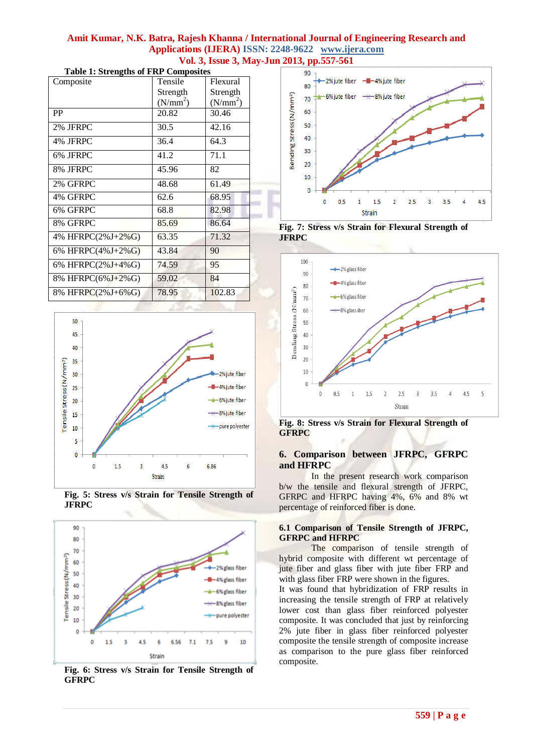**Table 1: Strengths of FRP Composites**

| Composite | Tensile Strength ($N/mm^2$) | Flexural Strength ($N/mm^2$) |
|---|---|---|
| PP | 20.82 | 30.46 |
| 2% JFRPC | 30.5 | 42.16 |
| 4% JFRPC | 36.4 | 64.3 |
| 6% JFRPC | 41.2 | 71.1 |
| 8% JFRPC | 45.96 | 82 |
| 2% GFRPC | 48.68 | 61.49 |
| 4% GFRPC | 62.6 | 68.95 |
| 6% GFRPC | 68.8 | 82.98 |
| 8% GFRPC | 85.69 | 86.64 |
| 4% HFRPC(2%J+2%G) | 63.35 | 71.32 |
| 6% HFRPC(4%J+2%G) | 43.84 | 90 |
| 6% HFRPC(2%J+4%G) | 74.59 | 95 |
| 8% HFRPC(6%J+2%G) | 59.02 | 84 |
| 8% HFRPC(2%J+6%G) | 78.95 | 102.83 |

**Fig. 5: Stress v/s Strain for Tensile Strength of JFRPC**

**Fig. 6: Stress v/s Strain for Tensile Strength of GFRPC**

**Fig. 7: Stress v/s Strain for Flexural Strength of JFRPC**

**Fig. 8: Stress v/s Strain for Flexural Strength of GFRPC**

## 6. Comparison between JFRPC, GFRPC and HFRPC

In the present research work comparison b/w the tensile and flexural strength of JFRPC, GFRPC and HFRPC having 4%, 6% and 8% wt percentage of reinforced fiber is done.

### 6.1 Comparison of Tensile Strength of JFRPC, GFRPC and HFRPC

The comparison of tensile strength of hybrid composite with different wt percentage of jute fiber and glass fiber with jute fiber FRP and with glass fiber FRP were shown in the figures.

It was found that hybridization of FRP results in increasing the tensile strength of FRP at relatively lower cost than glass fiber reinforced polyester composite. It was concluded that just by reinforcing 2% jute fiber in glass fiber reinforced polyester composite the tensile strength of composite increase as comparison to the pure glass fiber reinforced composite.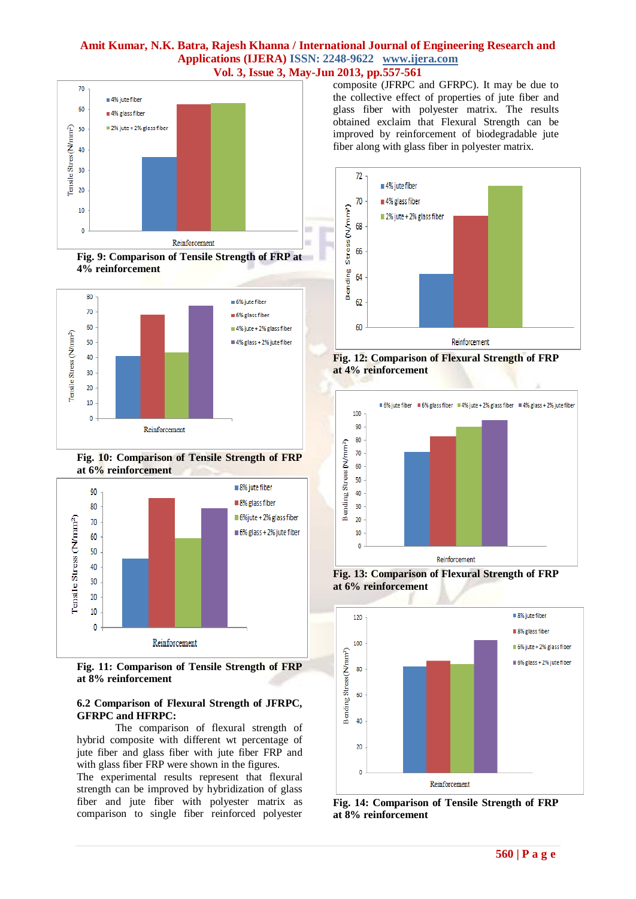Fig. 9: Comparison of Tensile Strength of FRP at 4% reinforcement

Fig. 10: Comparison of Tensile Strength of FRP at 6% reinforcement

Fig. 11: Comparison of Tensile Strength of FRP at 8% reinforcement

### 6.2 Comparison of Flexural Strength of JFRPC, GFRPC and HFRPC:

The comparison of flexural strength of hybrid composite with different wt percentage of jute fiber and glass fiber with jute fiber FRP and with glass fiber FRP were shown in the figures. The experimental results represent that flexural strength can be improved by hybridization of glass fiber and jute fiber with polyester matrix as comparison to single fiber reinforced polyester composite (JFRPC and GFRPC). It may be due to the collective effect of properties of jute fiber and glass fiber with polyester matrix. The results obtained exclaim that Flexural Strength can be improved by reinforcement of biodegradable jute fiber along with glass fiber in polyester matrix.

Fig. 12: Comparison of Flexural Strength of FRP at 4% reinforcement

Fig. 13: Comparison of Flexural Strength of FRP at 6% reinforcement

Fig. 14: Comparison of Tensile Strength of FRP at 8% reinforcement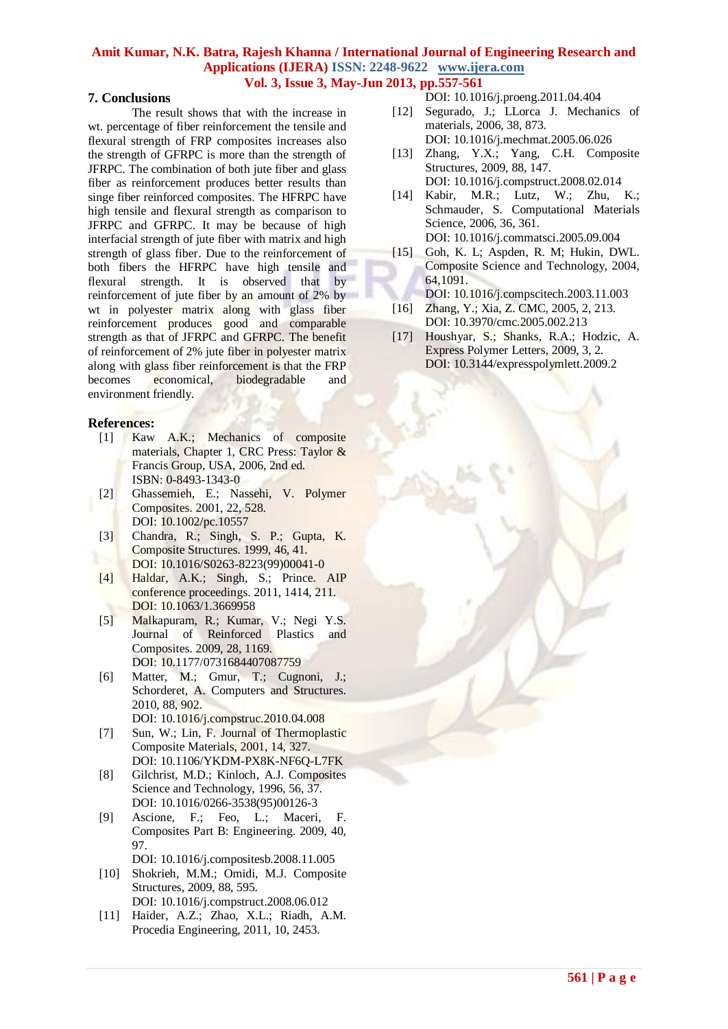## 7. Conclusions

The result shows that with the increase in wt. percentage of fiber reinforcement the tensile and flexural strength of FRP composites increases also the strength of GFRPC is more than the strength of JFRPC. The combination of both jute fiber and glass fiber as reinforcement produces better results than singe fiber reinforced composites. The HFRPC have high tensile and flexural strength as comparison to JFRPC and GFRPC. It may be because of high interfacial strength of jute fiber with matrix and high strength of glass fiber. Due to the reinforcement of both fibers the HFRPC have high tensile and flexural strength. It is observed that by reinforcement of jute fiber by an amount of 2% by wt in polyester matrix along with glass fiber reinforcement produces good and comparable strength as that of JFRPC and GFRPC. The benefit of reinforcement of 2% jute fiber in polyester matrix along with glass fiber reinforcement is that the FRP becomes economical, biodegradable and environment friendly.

## References:

[1] Kaw A.K.; Mechanics of composite materials, Chapter 1, CRC Press: Taylor & Francis Group, USA, 2006, 2nd ed. ISBN: 0-8493-1343-0

[2] Ghassemieh, E.; Nassehi, V. Polymer Composites. 2001, 22, 528. DOI: 10.1002/pc.10557

[3] Chandra, R.; Singh, S. P.; Gupta, K. Composite Structures. 1999, 46, 41. DOI: 10.1016/S0263-8223(99)00041-0

[4] Haldar, A.K.; Singh, S.; Prince. AIP conference proceedings. 2011, 1414, 211. DOI: 10.1063/1.3669958

[5] Malkapuram, R.; Kumar, V.; Negi Y.S. Journal of Reinforced Plastics and Composites. 2009, 28, 1169. DOI: 10.1177/0731684407087759

[6] Matter, M.; Gmur, T.; Cugnoni, J.; Schorderet, A. Computers and Structures. 2010, 88, 902. DOI: 10.1016/j.compstruc.2010.04.008

[7] Sun, W.; Lin, F. Journal of Thermoplastic Composite Materials, 2001, 14, 327. DOI: 10.1106/YKDM-PX8K-NF6Q-L7FK

[8] Gilchrist, M.D.; Kinloch, A.J. Composites Science and Technology, 1996, 56, 37. DOI: 10.1016/0266-3538(95)00126-3

[9] Ascione, F.; Feo, L.; Maceri, F. Composites Part B: Engineering. 2009, 40, 97. DOI: 10.1016/j.compositesb.2008.11.005

[10] Shokrieh, M.M.; Omidi, M.J. Composite Structures, 2009, 88, 595. DOI: 10.1016/j.compstruct.2008.06.012

[11] Haider, A.Z.; Zhao, X.L.; Riadh, A.M. Procedia Engineering, 2011, 10, 2453. DOI: 10.1016/j.proeng.2011.04.404

[12] Segurado, J.; LLorca J. Mechanics of materials, 2006, 38, 873. DOI: 10.1016/j.mechmat.2005.06.026

[13] Zhang, Y.X.; Yang, C.H. Composite Structures, 2009, 88, 147. DOI: 10.1016/j.compstruct.2008.02.014

[14] Kabir, M.R.; Lutz, W.; Zhu, K.; Schmauder, S. Computational Materials Science, 2006, 36, 361. DOI: 10.1016/j.commatsci.2005.09.004

[15] Goh, K. L; Aspden, R. M; Hukin, DWL. Composite Science and Technology, 2004, 64,1091. DOI: 10.1016/j.compscitech.2003.11.003

[16] Zhang, Y.; Xia, Z. CMC, 2005, 2, 213. DOI: 10.3970/cmc.2005.002.213

[17] Houshyar, S.; Shanks, R.A.; Hodzic, A. Express Polymer Letters, 2009, 3, 2. DOI: 10.3144/expresspolymlett.2009.2